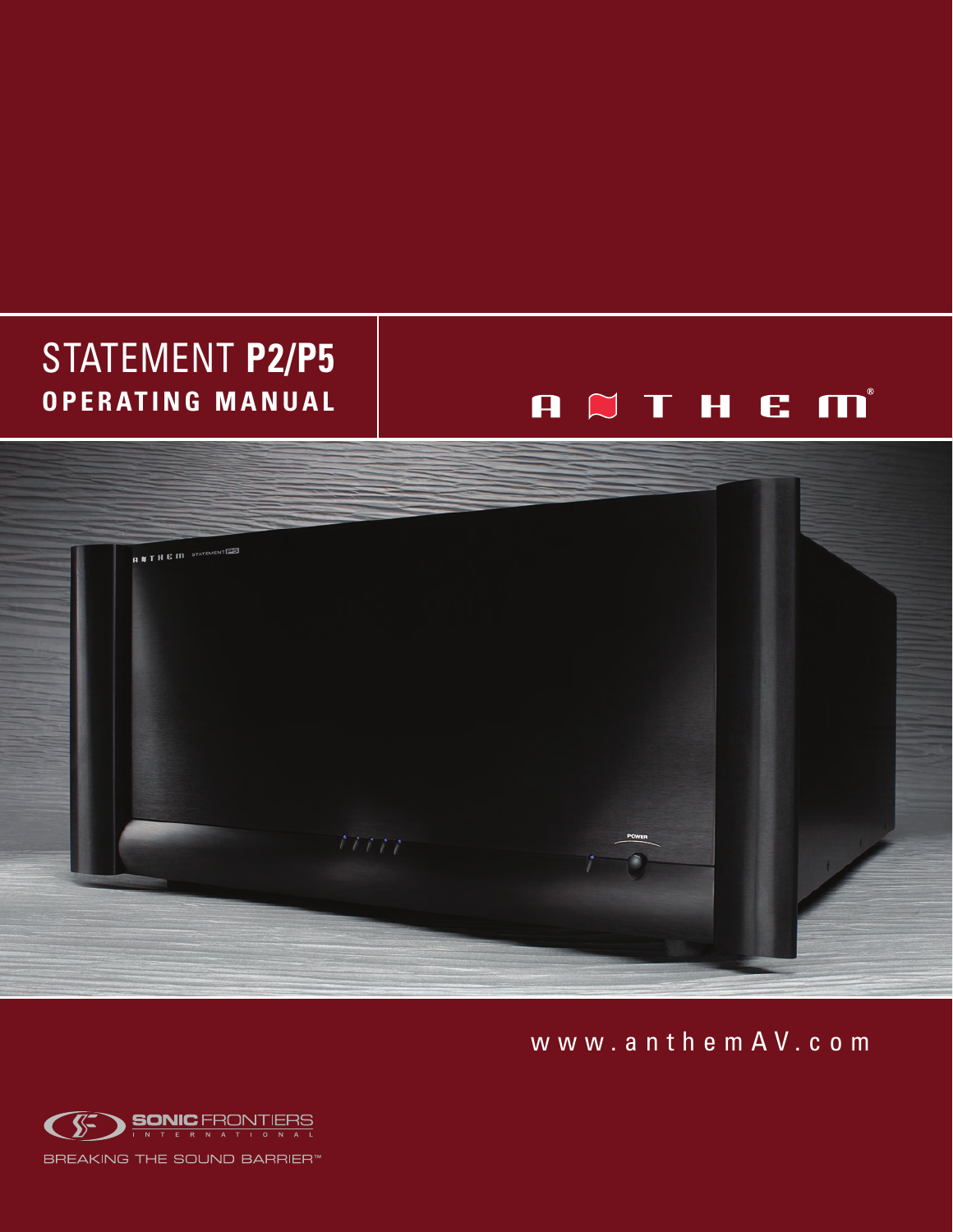# STATEMENT **P2/P5**

## OPERATING MANUAL

ANTHEM®

www.anthemAV.com

SONIC FRONTIERS INTERNATIONAL

BREAKING THE SOUND BARRIER™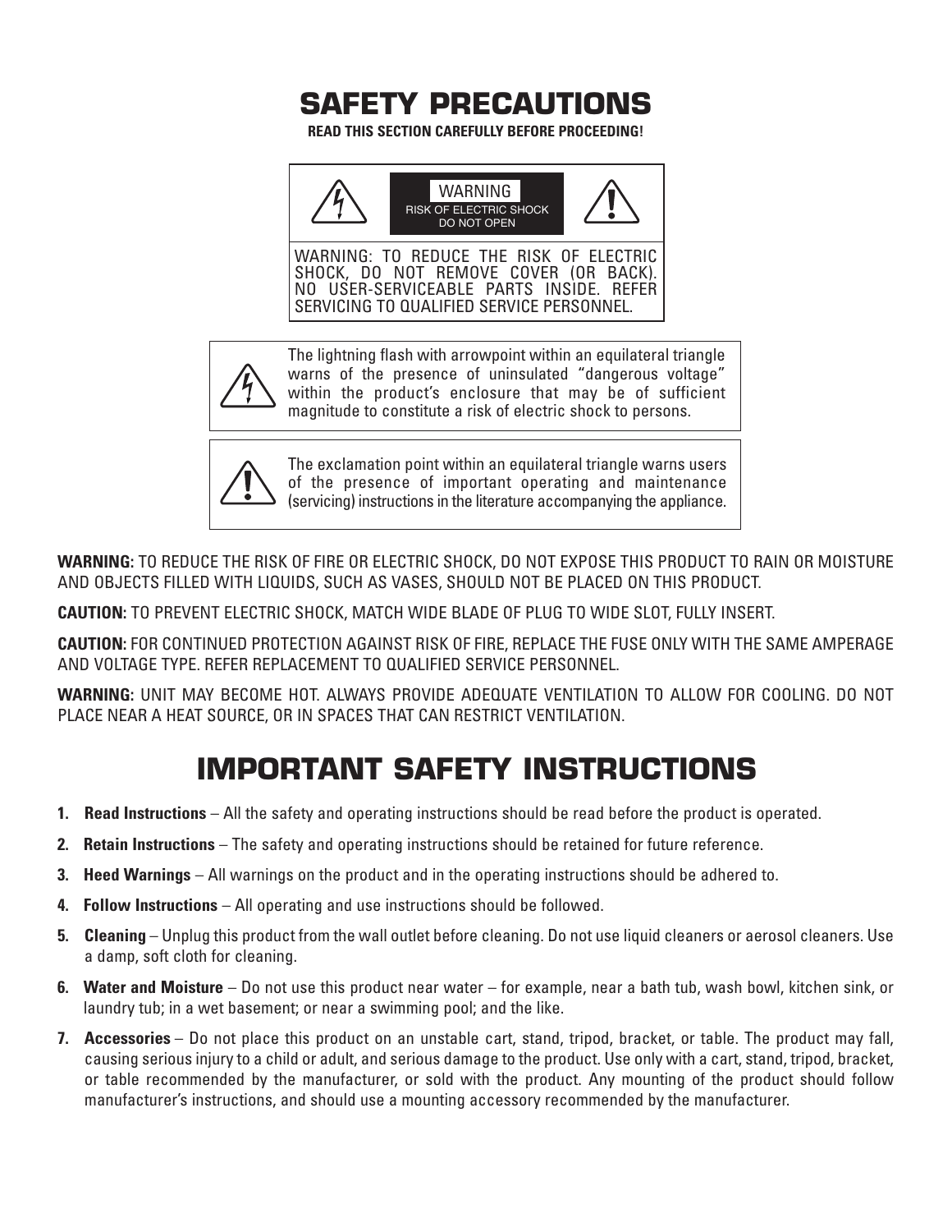# SAFETY PRECAUTIONS

**READ THIS SECTION CAREFULLY BEFORE PROCEEDING!**

WARNING
RISK OF ELECTRIC SHOCK
DO NOT OPEN

WARNING: TO REDUCE THE RISK OF ELECTRIC SHOCK, DO NOT REMOVE COVER (OR BACK). NO USER-SERVICEABLE PARTS INSIDE. REFER SERVICING TO QUALIFIED SERVICE PERSONNEL.

The lightning flash with arrowpoint within an equilateral triangle warns of the presence of uninsulated "dangerous voltage" within the product's enclosure that may be of sufficient magnitude to constitute a risk of electric shock to persons.

The exclamation point within an equilateral triangle warns users of the presence of important operating and maintenance (servicing) instructions in the literature accompanying the appliance.

**WARNING:** TO REDUCE THE RISK OF FIRE OR ELECTRIC SHOCK, DO NOT EXPOSE THIS PRODUCT TO RAIN OR MOISTURE AND OBJECTS FILLED WITH LIQUIDS, SUCH AS VASES, SHOULD NOT BE PLACED ON THIS PRODUCT.

**CAUTION:** TO PREVENT ELECTRIC SHOCK, MATCH WIDE BLADE OF PLUG TO WIDE SLOT, FULLY INSERT.

**CAUTION:** FOR CONTINUED PROTECTION AGAINST RISK OF FIRE, REPLACE THE FUSE ONLY WITH THE SAME AMPERAGE AND VOLTAGE TYPE. REFER REPLACEMENT TO QUALIFIED SERVICE PERSONNEL.

**WARNING:** UNIT MAY BECOME HOT. ALWAYS PROVIDE ADEQUATE VENTILATION TO ALLOW FOR COOLING. DO NOT PLACE NEAR A HEAT SOURCE, OR IN SPACES THAT CAN RESTRICT VENTILATION.

# IMPORTANT SAFETY INSTRUCTIONS

1. **Read Instructions** – All the safety and operating instructions should be read before the product is operated.
2. **Retain Instructions** – The safety and operating instructions should be retained for future reference.
3. **Heed Warnings** – All warnings on the product and in the operating instructions should be adhered to.
4. **Follow Instructions** – All operating and use instructions should be followed.
5. **Cleaning** – Unplug this product from the wall outlet before cleaning. Do not use liquid cleaners or aerosol cleaners. Use a damp, soft cloth for cleaning.
6. **Water and Moisture** – Do not use this product near water – for example, near a bath tub, wash bowl, kitchen sink, or laundry tub; in a wet basement; or near a swimming pool; and the like.
7. **Accessories** – Do not place this product on an unstable cart, stand, tripod, bracket, or table. The product may fall, causing serious injury to a child or adult, and serious damage to the product. Use only with a cart, stand, tripod, bracket, or table recommended by the manufacturer, or sold with the product. Any mounting of the product should follow manufacturer's instructions, and should use a mounting accessory recommended by the manufacturer.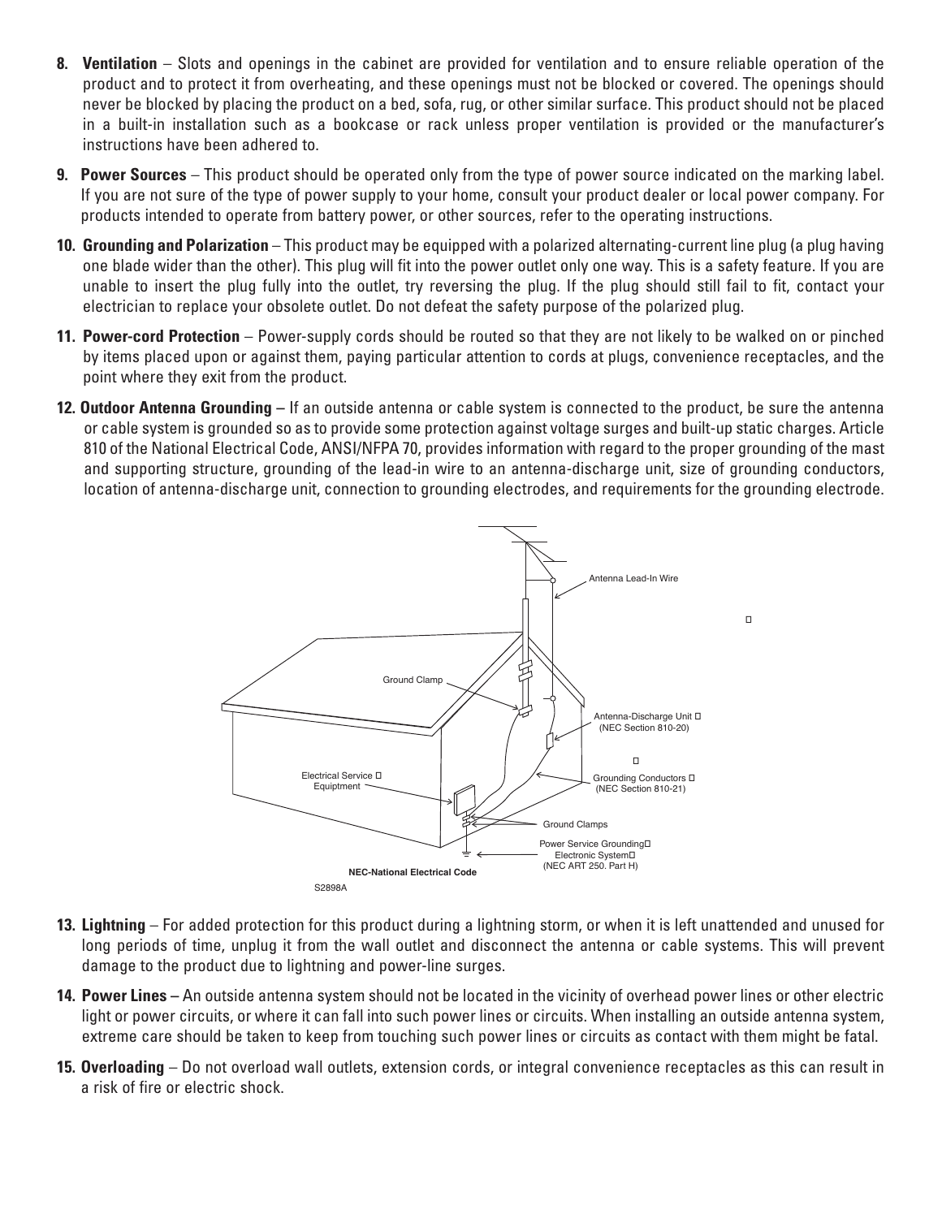8. **Ventilation** – Slots and openings in the cabinet are provided for ventilation and to ensure reliable operation of the product and to protect it from overheating, and these openings must not be blocked or covered. The openings should never be blocked by placing the product on a bed, sofa, rug, or other similar surface. This product should not be placed in a built-in installation such as a bookcase or rack unless proper ventilation is provided or the manufacturer's instructions have been adhered to.

9. **Power Sources** – This product should be operated only from the type of power source indicated on the marking label. If you are not sure of the type of power supply to your home, consult your product dealer or local power company. For products intended to operate from battery power, or other sources, refer to the operating instructions.

10. **Grounding and Polarization** – This product may be equipped with a polarized alternating-current line plug (a plug having one blade wider than the other). This plug will fit into the power outlet only one way. This is a safety feature. If you are unable to insert the plug fully into the outlet, try reversing the plug. If the plug should still fail to fit, contact your electrician to replace your obsolete outlet. Do not defeat the safety purpose of the polarized plug.

11. **Power-cord Protection** – Power-supply cords should be routed so that they are not likely to be walked on or pinched by items placed upon or against them, paying particular attention to cords at plugs, convenience receptacles, and the point where they exit from the product.

12. **Outdoor Antenna Grounding** – If an outside antenna or cable system is connected to the product, be sure the antenna or cable system is grounded so as to provide some protection against voltage surges and built-up static charges. Article 810 of the National Electrical Code, ANSI/NFPA 70, provides information with regard to the proper grounding of the mast and supporting structure, grounding of the lead-in wire to an antenna-discharge unit, size of grounding conductors, location of antenna-discharge unit, connection to grounding electrodes, and requirements for the grounding electrode.

Antenna Lead-In Wire

Ground Clamp

Antenna-Discharge Unit (NEC Section 810-20)

Electrical Service Equipment

Grounding Conductors (NEC Section 810-21)

Ground Clamps

Power Service Grounding Electronic System (NEC ART 250. Part H)

NEC-National Electrical Code

S2898A

13. **Lightning** – For added protection for this product during a lightning storm, or when it is left unattended and unused for long periods of time, unplug it from the wall outlet and disconnect the antenna or cable systems. This will prevent damage to the product due to lightning and power-line surges.

14. **Power Lines** – An outside antenna system should not be located in the vicinity of overhead power lines or other electric light or power circuits, or where it can fall into such power lines or circuits. When installing an outside antenna system, extreme care should be taken to keep from touching such power lines or circuits as contact with them might be fatal.

15. **Overloading** – Do not overload wall outlets, extension cords, or integral convenience receptacles as this can result in a risk of fire or electric shock.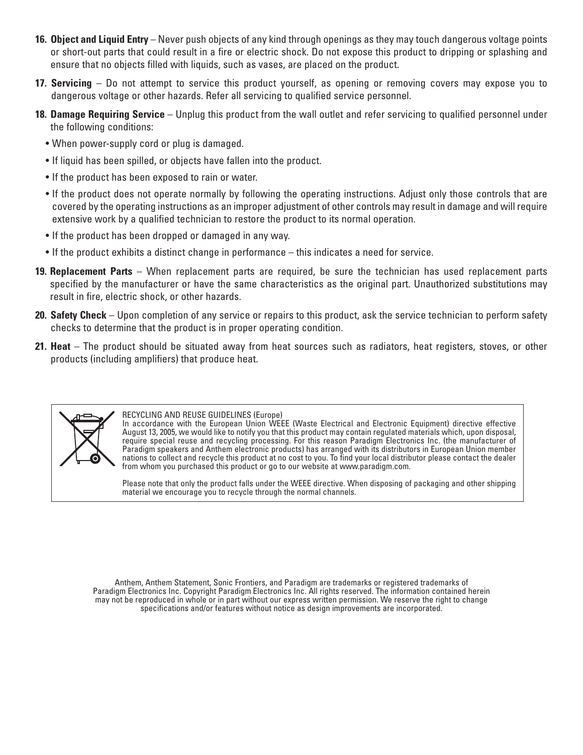16. **Object and Liquid Entry** – Never push objects of any kind through openings as they may touch dangerous voltage points or short-out parts that could result in a fire or electric shock. Do not expose this product to dripping or splashing and ensure that no objects filled with liquids, such as vases, are placed on the product.

17. **Servicing** – Do not attempt to service this product yourself, as opening or removing covers may expose you to dangerous voltage or other hazards. Refer all servicing to qualified service personnel.

18. **Damage Requiring Service** – Unplug this product from the wall outlet and refer servicing to qualified personnel under the following conditions:
    - When power-supply cord or plug is damaged.
    - If liquid has been spilled, or objects have fallen into the product.
    - If the product has been exposed to rain or water.
    - If the product does not operate normally by following the operating instructions. Adjust only those controls that are covered by the operating instructions as an improper adjustment of other controls may result in damage and will require extensive work by a qualified technician to restore the product to its normal operation.
    - If the product has been dropped or damaged in any way.
    - If the product exhibits a distinct change in performance – this indicates a need for service.

19. **Replacement Parts** – When replacement parts are required, be sure the technician has used replacement parts specified by the manufacturer or have the same characteristics as the original part. Unauthorized substitutions may result in fire, electric shock, or other hazards.

20. **Safety Check** – Upon completion of any service or repairs to this product, ask the service technician to perform safety checks to determine that the product is in proper operating condition.

21. **Heat** – The product should be situated away from heat sources such as radiators, heat registers, stoves, or other products (including amplifiers) that produce heat.

RECYCLING AND REUSE GUIDELINES (Europe)
In accordance with the European Union WEEE (Waste Electrical and Electronic Equipment) directive effective August 13, 2005, we would like to notify you that this product may contain regulated materials which, upon disposal, require special reuse and recycling processing. For this reason Paradigm Electronics Inc. (the manufacturer of Paradigm speakers and Anthem electronic products) has arranged with its distributors in European Union member nations to collect and recycle this product at no cost to you. To find your local distributor please contact the dealer from whom you purchased this product or go to our website at www.paradigm.com.

Please note that only the product falls under the WEEE directive. When disposing of packaging and other shipping material we encourage you to recycle through the normal channels.

Anthem, Anthem Statement, Sonic Frontiers, and Paradigm are trademarks or registered trademarks of Paradigm Electronics Inc. Copyright Paradigm Electronics Inc. All rights reserved. The information contained herein may not be reproduced in whole or in part without our express written permission. We reserve the right to change specifications and/or features without notice as design improvements are incorporated.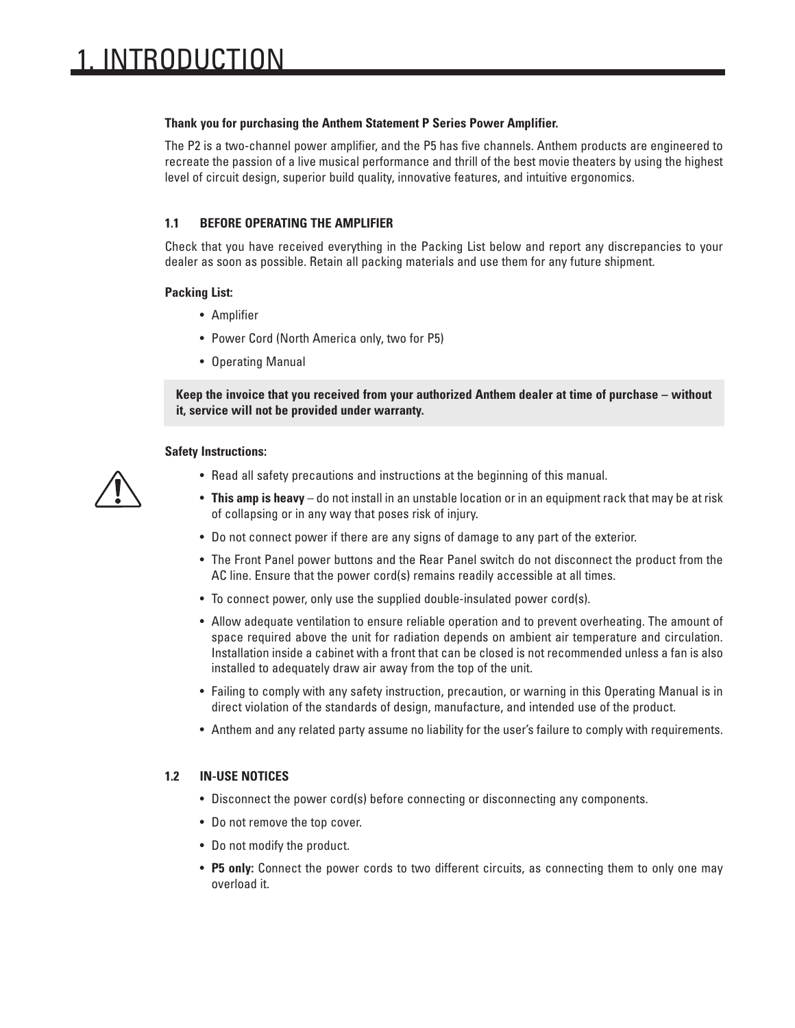# 1. INTRODUCTION

**Thank you for purchasing the Anthem Statement P Series Power Amplifier.**

The P2 is a two-channel power amplifier, and the P5 has five channels. Anthem products are engineered to recreate the passion of a live musical performance and thrill of the best movie theaters by using the highest level of circuit design, superior build quality, innovative features, and intuitive ergonomics.

### 1.1 BEFORE OPERATING THE AMPLIFIER

Check that you have received everything in the Packing List below and report any discrepancies to your dealer as soon as possible. Retain all packing materials and use them for any future shipment.

**Packing List:**

- Amplifier
- Power Cord (North America only, two for P5)
- Operating Manual

**Keep the invoice that you received from your authorized Anthem dealer at time of purchase – without it, service will not be provided under warranty.**

**Safety Instructions:**

- Read all safety precautions and instructions at the beginning of this manual.
- **This amp is heavy** – do not install in an unstable location or in an equipment rack that may be at risk of collapsing or in any way that poses risk of injury.
- Do not connect power if there are any signs of damage to any part of the exterior.
- The Front Panel power buttons and the Rear Panel switch do not disconnect the product from the AC line. Ensure that the power cord(s) remains readily accessible at all times.
- To connect power, only use the supplied double-insulated power cord(s).
- Allow adequate ventilation to ensure reliable operation and to prevent overheating. The amount of space required above the unit for radiation depends on ambient air temperature and circulation. Installation inside a cabinet with a front that can be closed is not recommended unless a fan is also installed to adequately draw air away from the top of the unit.
- Failing to comply with any safety instruction, precaution, or warning in this Operating Manual is in direct violation of the standards of design, manufacture, and intended use of the product.
- Anthem and any related party assume no liability for the user's failure to comply with requirements.

### 1.2 IN-USE NOTICES

- Disconnect the power cord(s) before connecting or disconnecting any components.
- Do not remove the top cover.
- Do not modify the product.
- **P5 only:** Connect the power cords to two different circuits, as connecting them to only one may overload it.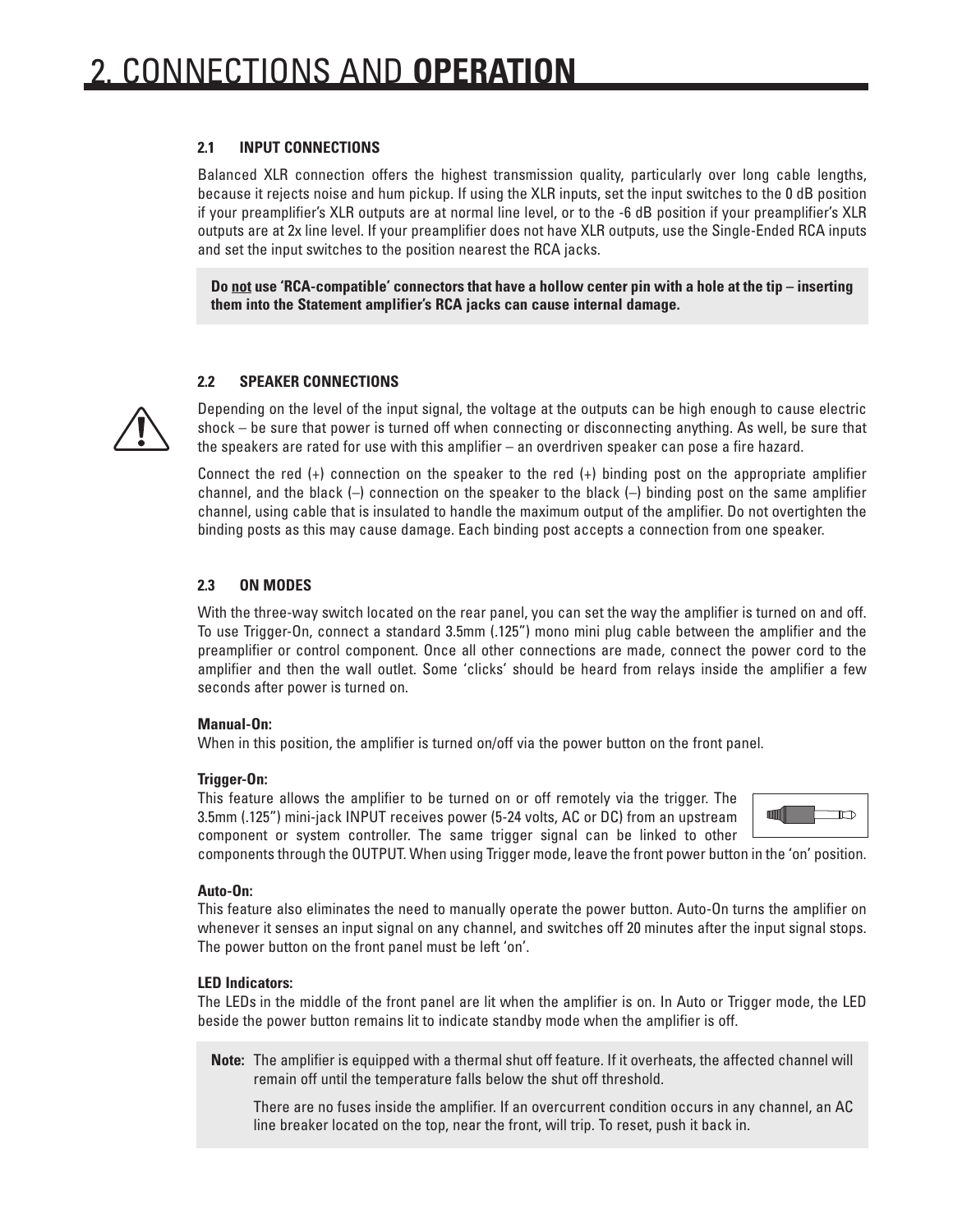# 2. CONNECTIONS AND **OPERATION**

### 2.1 INPUT CONNECTIONS

Balanced XLR connection offers the highest transmission quality, particularly over long cable lengths, because it rejects noise and hum pickup. If using the XLR inputs, set the input switches to the 0 dB position if your preamplifier's XLR outputs are at normal line level, or to the -6 dB position if your preamplifier's XLR outputs are at 2x line level. If your preamplifier does not have XLR outputs, use the Single-Ended RCA inputs and set the input switches to the position nearest the RCA jacks.

> **Do not use 'RCA-compatible' connectors that have a hollow center pin with a hole at the tip – inserting them into the Statement amplifier's RCA jacks can cause internal damage.**

### 2.2 SPEAKER CONNECTIONS

Depending on the level of the input signal, the voltage at the outputs can be high enough to cause electric shock – be sure that power is turned off when connecting or disconnecting anything. As well, be sure that the speakers are rated for use with this amplifier – an overdriven speaker can pose a fire hazard.

Connect the red (+) connection on the speaker to the red (+) binding post on the appropriate amplifier channel, and the black (–) connection on the speaker to the black (–) binding post on the same amplifier channel, using cable that is insulated to handle the maximum output of the amplifier. Do not overtighten the binding posts as this may cause damage. Each binding post accepts a connection from one speaker.

### 2.3 ON MODES

With the three-way switch located on the rear panel, you can set the way the amplifier is turned on and off. To use Trigger-On, connect a standard 3.5mm (.125") mono mini plug cable between the amplifier and the preamplifier or control component. Once all other connections are made, connect the power cord to the amplifier and then the wall outlet. Some 'clicks' should be heard from relays inside the amplifier a few seconds after power is turned on.

**Manual-On:**
When in this position, the amplifier is turned on/off via the power button on the front panel.

**Trigger-On:**
This feature allows the amplifier to be turned on or off remotely via the trigger. The 3.5mm (.125") mini-jack INPUT receives power (5-24 volts, AC or DC) from an upstream component or system controller. The same trigger signal can be linked to other components through the OUTPUT. When using Trigger mode, leave the front power button in the 'on' position.

**Auto-On:**
This feature also eliminates the need to manually operate the power button. Auto-On turns the amplifier on whenever it senses an input signal on any channel, and switches off 20 minutes after the input signal stops. The power button on the front panel must be left 'on'.

**LED Indicators:**
The LEDs in the middle of the front panel are lit when the amplifier is on. In Auto or Trigger mode, the LED beside the power button remains lit to indicate standby mode when the amplifier is off.

> **Note:** The amplifier is equipped with a thermal shut off feature. If it overheats, the affected channel will remain off until the temperature falls below the shut off threshold.
>
> There are no fuses inside the amplifier. If an overcurrent condition occurs in any channel, an AC line breaker located on the top, near the front, will trip. To reset, push it back in.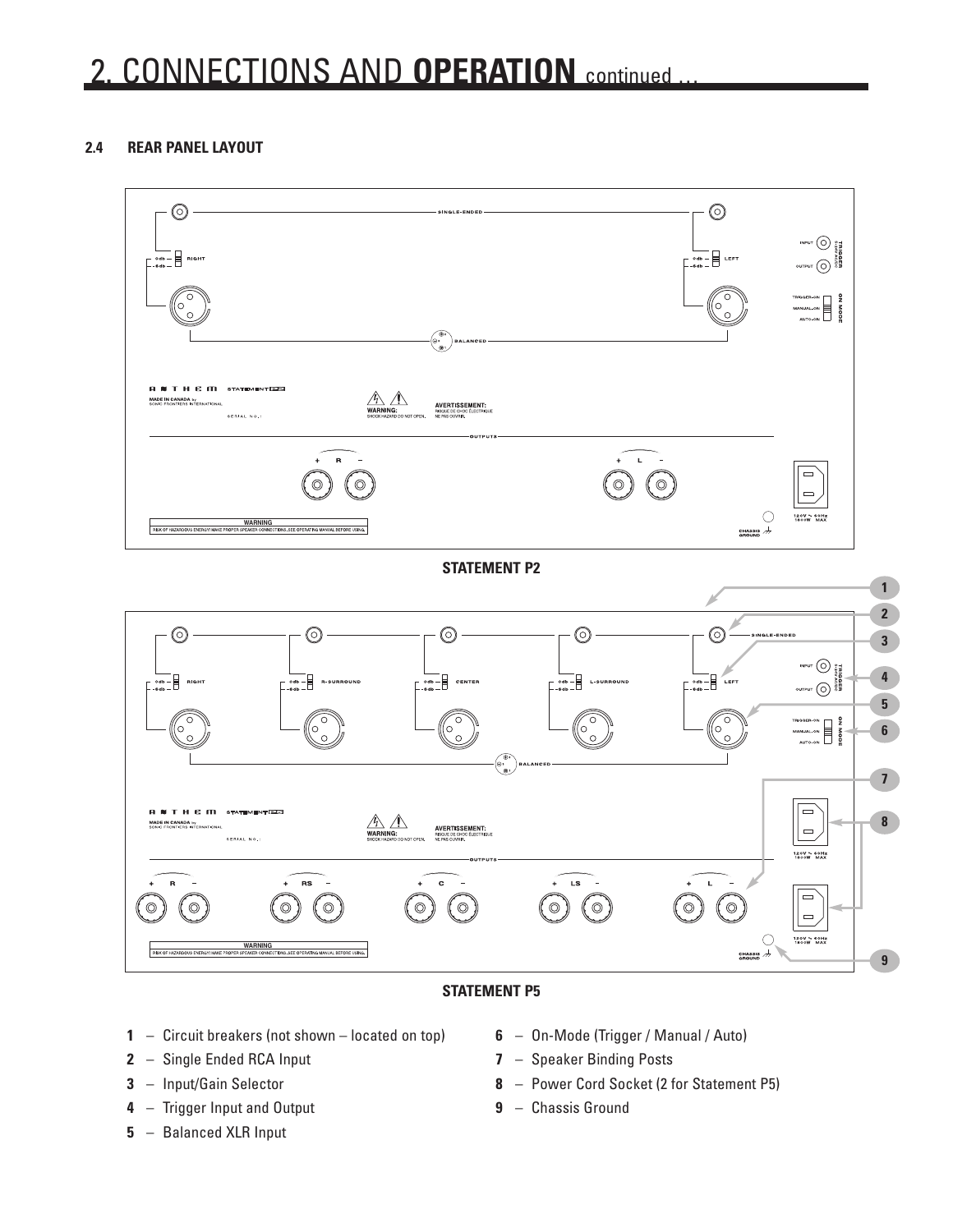# 2. CONNECTIONS AND **OPERATION** continued ...

### 2.4 REAR PANEL LAYOUT

**STATEMENT P2**

**STATEMENT P5**

**1** – Circuit breakers (not shown – located on top)

**2** – Single Ended RCA Input

**3** – Input/Gain Selector

**4** – Trigger Input and Output

**5** – Balanced XLR Input

**6** – On-Mode (Trigger / Manual / Auto)

**7** – Speaker Binding Posts

**8** – Power Cord Socket (2 for Statement P5)

**9** – Chassis Ground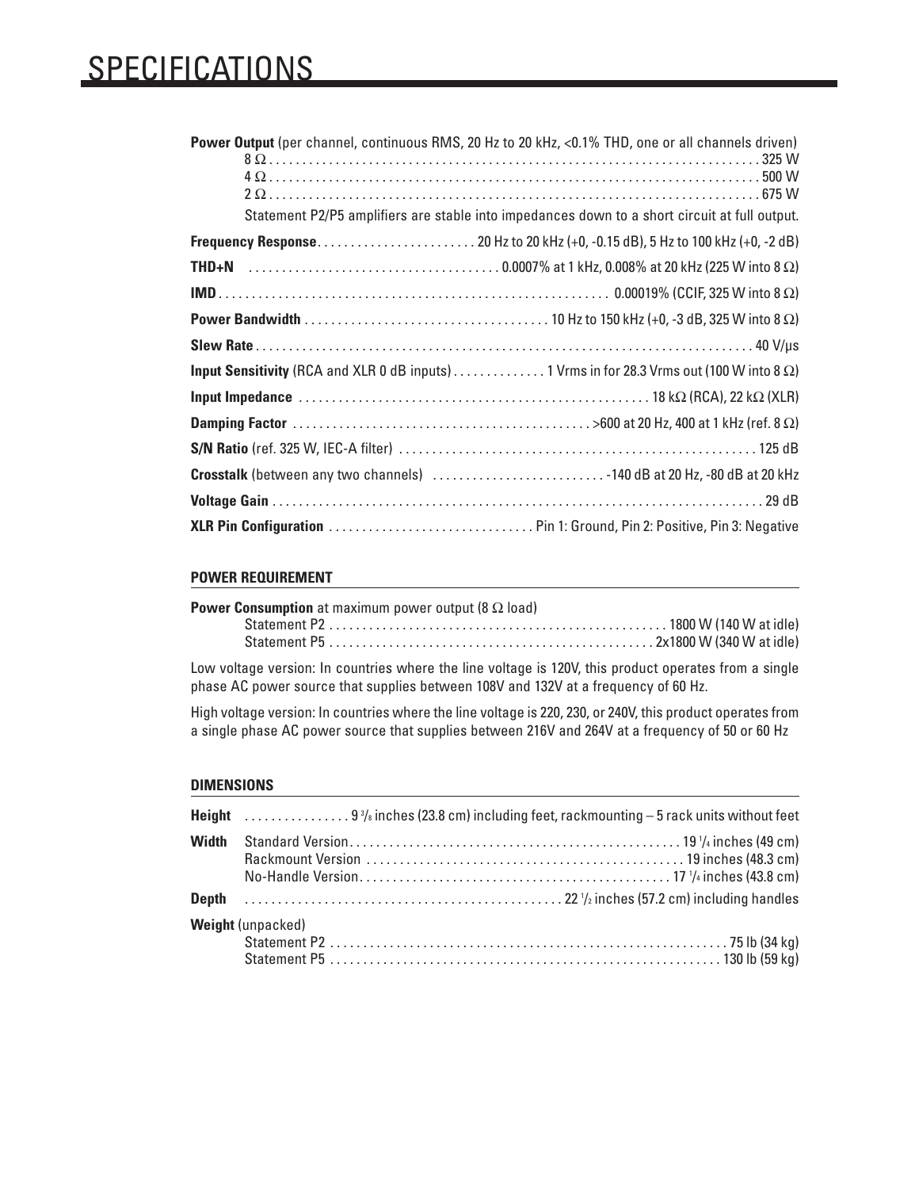# SPECIFICATIONS

**Power Output** (per channel, continuous RMS, 20 Hz to 20 kHz, <0.1% THD, one or all channels driven)

- 8 Ω ........ 325 W
- 4 Ω ........ 500 W
- 2 Ω ........ 675 W

Statement P2/P5 amplifiers are stable into impedances down to a short circuit at full output.

**Frequency Response** ........ 20 Hz to 20 kHz (+0, -0.15 dB), 5 Hz to 100 kHz (+0, -2 dB)

**THD+N** ........ 0.0007% at 1 kHz, 0.008% at 20 kHz (225 W into 8 Ω)

**IMD** ........ 0.00019% (CCIF, 325 W into 8 Ω)

**Power Bandwidth** ........ 10 Hz to 150 kHz (+0, -3 dB, 325 W into 8 Ω)

**Slew Rate** ........ 40 V/μs

**Input Sensitivity** (RCA and XLR 0 dB inputs) ........ 1 Vrms in for 28.3 Vrms out (100 W into 8 Ω)

**Input Impedance** ........ 18 kΩ (RCA), 22 kΩ (XLR)

**Damping Factor** ........ >600 at 20 Hz, 400 at 1 kHz (ref. 8 Ω)

**S/N Ratio** (ref. 325 W, IEC-A filter) ........ 125 dB

**Crosstalk** (between any two channels) ........ -140 dB at 20 Hz, -80 dB at 20 kHz

**Voltage Gain** ........ 29 dB

**XLR Pin Configuration** ........ Pin 1: Ground, Pin 2: Positive, Pin 3: Negative

## POWER REQUIREMENT

**Power Consumption** at maximum power output (8 Ω load)

- Statement P2 ........ 1800 W (140 W at idle)
- Statement P5 ........ 2x1800 W (340 W at idle)

Low voltage version: In countries where the line voltage is 120V, this product operates from a single phase AC power source that supplies between 108V and 132V at a frequency of 60 Hz.

High voltage version: In countries where the line voltage is 220, 230, or 240V, this product operates from a single phase AC power source that supplies between 216V and 264V at a frequency of 50 or 60 Hz

## DIMENSIONS

**Height** ........ 9 3/8 inches (23.8 cm) including feet, rackmounting – 5 rack units without feet

**Width**

- Standard Version ........ 19 1/4 inches (49 cm)
- Rackmount Version ........ 19 inches (48.3 cm)
- No-Handle Version ........ 17 1/4 inches (43.8 cm)

**Depth** ........ 22 1/2 inches (57.2 cm) including handles

**Weight** (unpacked)

- Statement P2 ........ 75 lb (34 kg)
- Statement P5 ........ 130 lb (59 kg)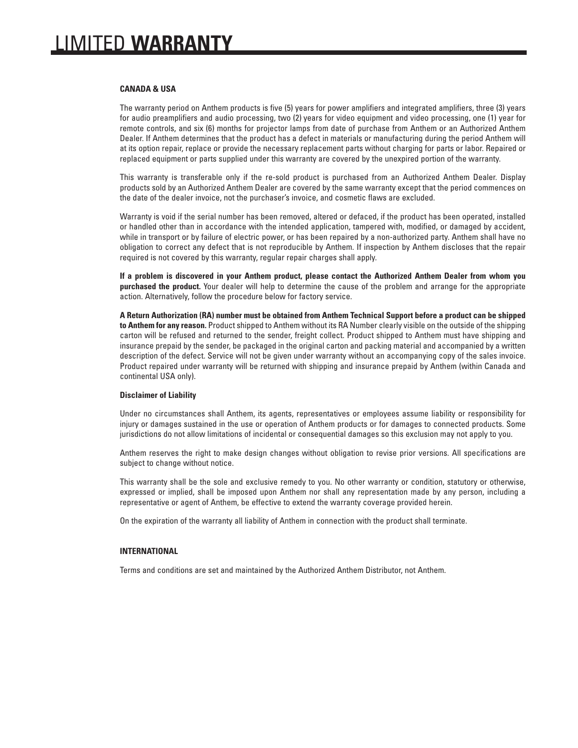# LIMITED **WARRANTY**

**CANADA & USA**

The warranty period on Anthem products is five (5) years for power amplifiers and integrated amplifiers, three (3) years for audio preamplifiers and audio processing, two (2) years for video equipment and video processing, one (1) year for remote controls, and six (6) months for projector lamps from date of purchase from Anthem or an Authorized Anthem Dealer. If Anthem determines that the product has a defect in materials or manufacturing during the period Anthem will at its option repair, replace or provide the necessary replacement parts without charging for parts or labor. Repaired or replaced equipment or parts supplied under this warranty are covered by the unexpired portion of the warranty.

This warranty is transferable only if the re-sold product is purchased from an Authorized Anthem Dealer. Display products sold by an Authorized Anthem Dealer are covered by the same warranty except that the period commences on the date of the dealer invoice, not the purchaser's invoice, and cosmetic flaws are excluded.

Warranty is void if the serial number has been removed, altered or defaced, if the product has been operated, installed or handled other than in accordance with the intended application, tampered with, modified, or damaged by accident, while in transport or by failure of electric power, or has been repaired by a non-authorized party. Anthem shall have no obligation to correct any defect that is not reproducible by Anthem. If inspection by Anthem discloses that the repair required is not covered by this warranty, regular repair charges shall apply.

**If a problem is discovered in your Anthem product, please contact the Authorized Anthem Dealer from whom you purchased the product.** Your dealer will help to determine the cause of the problem and arrange for the appropriate action. Alternatively, follow the procedure below for factory service.

**A Return Authorization (RA) number must be obtained from Anthem Technical Support before a product can be shipped to Anthem for any reason.** Product shipped to Anthem without its RA Number clearly visible on the outside of the shipping carton will be refused and returned to the sender, freight collect. Product shipped to Anthem must have shipping and insurance prepaid by the sender, be packaged in the original carton and packing material and accompanied by a written description of the defect. Service will not be given under warranty without an accompanying copy of the sales invoice. Product repaired under warranty will be returned with shipping and insurance prepaid by Anthem (within Canada and continental USA only).

**Disclaimer of Liability**

Under no circumstances shall Anthem, its agents, representatives or employees assume liability or responsibility for injury or damages sustained in the use or operation of Anthem products or for damages to connected products. Some jurisdictions do not allow limitations of incidental or consequential damages so this exclusion may not apply to you.

Anthem reserves the right to make design changes without obligation to revise prior versions. All specifications are subject to change without notice.

This warranty shall be the sole and exclusive remedy to you. No other warranty or condition, statutory or otherwise, expressed or implied, shall be imposed upon Anthem nor shall any representation made by any person, including a representative or agent of Anthem, be effective to extend the warranty coverage provided herein.

On the expiration of the warranty all liability of Anthem in connection with the product shall terminate.

**INTERNATIONAL**

Terms and conditions are set and maintained by the Authorized Anthem Distributor, not Anthem.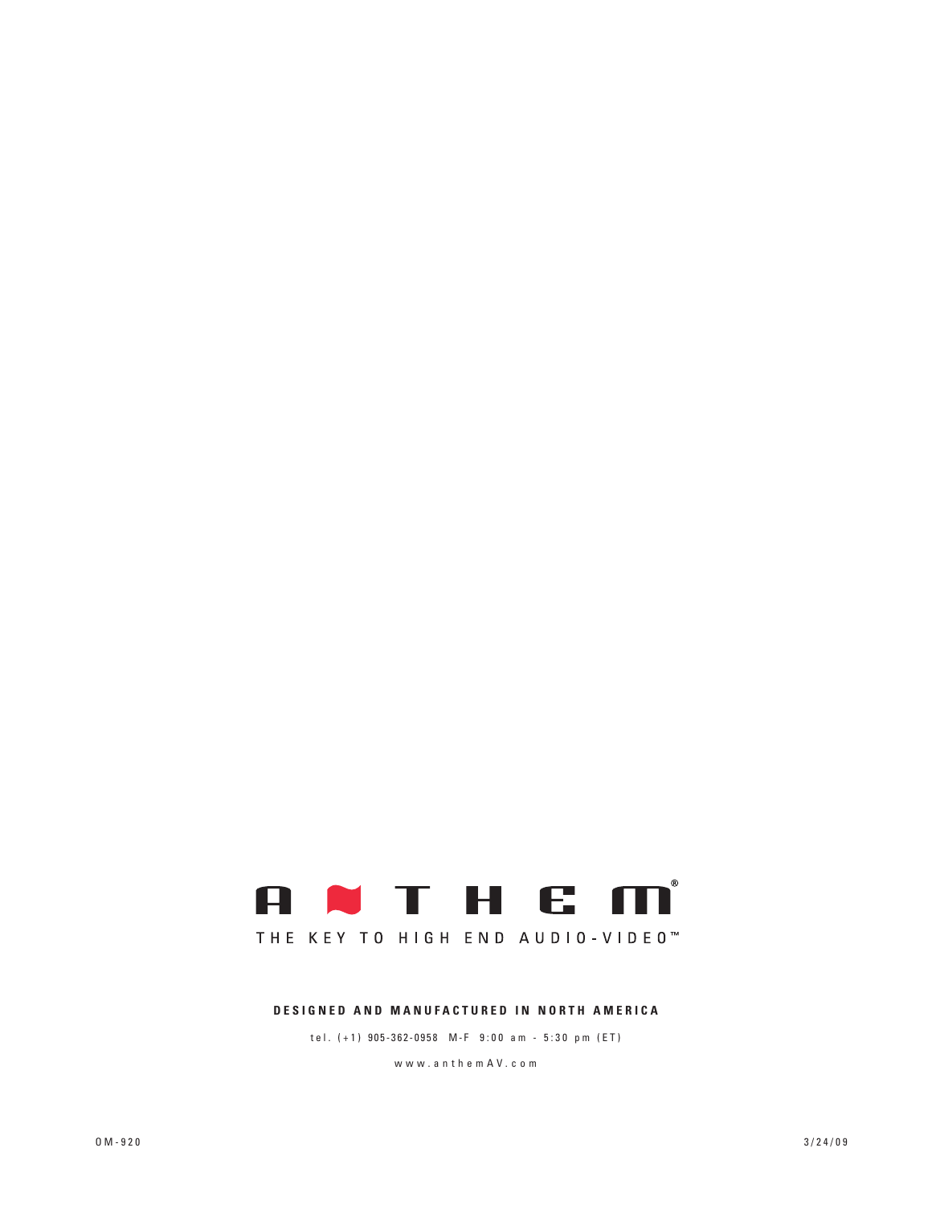ANTHEM®

THE KEY TO HIGH END AUDIO-VIDEO™

**DESIGNED AND MANUFACTURED IN NORTH AMERICA**

tel. (+1) 905-362-0958 M-F 9:00 am - 5:30 pm (ET)

www.anthemAV.com

OM-920

3/24/09